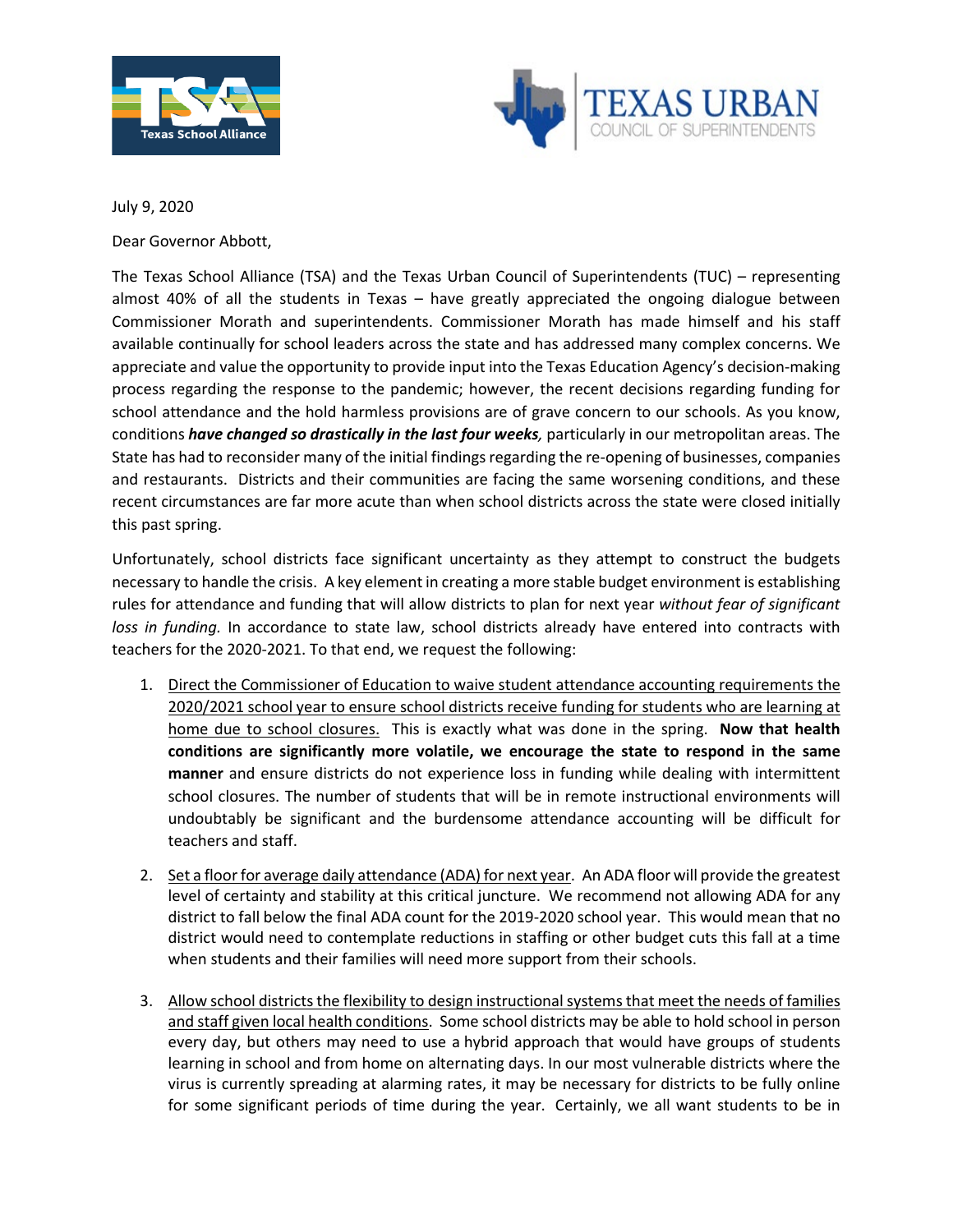July 9, 2020

Dear Governor Abbott,

The Texas School Alliance (TSA) and the Texas Urban Council of Superintendents (TUC) – representing almost 40% of all the students in Texas – have greatly appreciated the ongoing dialogue between Commissioner Morath and superintendents. Commissioner Morath has made himself and his staff available continually for school leaders across the state and has addressed many complex concerns. We appreciate and value the opportunity to provide input into the Texas Education Agency's decision-making process regarding the response to the pandemic; however, the recent decisions regarding funding for school attendance and the hold harmless provisions are of grave concern to our schools. As you know, conditions ***have changed so drastically in the last four weeks,*** particularly in our metropolitan areas. The State has had to reconsider many of the initial findings regarding the re-opening of businesses, companies and restaurants. Districts and their communities are facing the same worsening conditions, and these recent circumstances are far more acute than when school districts across the state were closed initially this past spring.

Unfortunately, school districts face significant uncertainty as they attempt to construct the budgets necessary to handle the crisis. A key element in creating a more stable budget environment is establishing rules for attendance and funding that will allow districts to plan for next year *without fear of significant loss in funding.* In accordance to state law, school districts already have entered into contracts with teachers for the 2020-2021. To that end, we request the following:

1. <u>Direct the Commissioner of Education to waive student attendance accounting requirements the 2020/2021 school year to ensure school districts receive funding for students who are learning at home due to school closures.</u> This is exactly what was done in the spring. **Now that health conditions are significantly more volatile, we encourage the state to respond in the same manner** and ensure districts do not experience loss in funding while dealing with intermittent school closures. The number of students that will be in remote instructional environments will undoubtably be significant and the burdensome attendance accounting will be difficult for teachers and staff.

2. <u>Set a floor for average daily attendance (ADA) for next year</u>. An ADA floor will provide the greatest level of certainty and stability at this critical juncture. We recommend not allowing ADA for any district to fall below the final ADA count for the 2019-2020 school year. This would mean that no district would need to contemplate reductions in staffing or other budget cuts this fall at a time when students and their families will need more support from their schools.

3. <u>Allow school districts the flexibility to design instructional systems that meet the needs of families and staff given local health conditions</u>. Some school districts may be able to hold school in person every day, but others may need to use a hybrid approach that would have groups of students learning in school and from home on alternating days. In our most vulnerable districts where the virus is currently spreading at alarming rates, it may be necessary for districts to be fully online for some significant periods of time during the year. Certainly, we all want students to be in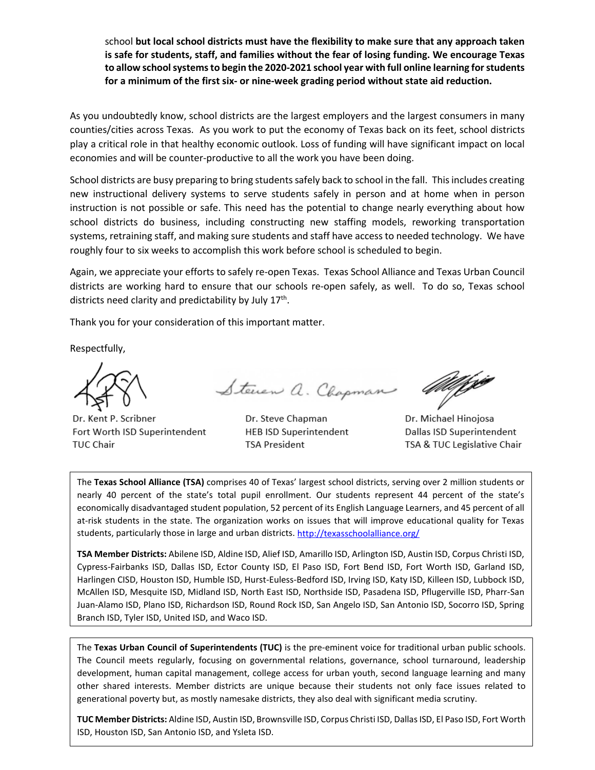school **but local school districts must have the flexibility to make sure that any approach taken is safe for students, staff, and families without the fear of losing funding. We encourage Texas to allow school systems to begin the 2020-2021 school year with full online learning for students for a minimum of the first six- or nine-week grading period without state aid reduction.**

As you undoubtedly know, school districts are the largest employers and the largest consumers in many counties/cities across Texas. As you work to put the economy of Texas back on its feet, school districts play a critical role in that healthy economic outlook. Loss of funding will have significant impact on local economies and will be counter-productive to all the work you have been doing.

School districts are busy preparing to bring students safely back to school in the fall. This includes creating new instructional delivery systems to serve students safely in person and at home when in person instruction is not possible or safe. This need has the potential to change nearly everything about how school districts do business, including constructing new staffing models, reworking transportation systems, retraining staff, and making sure students and staff have access to needed technology. We have roughly four to six weeks to accomplish this work before school is scheduled to begin.

Again, we appreciate your efforts to safely re-open Texas. Texas School Alliance and Texas Urban Council districts are working hard to ensure that our schools re-open safely, as well. To do so, Texas school districts need clarity and predictability by July 17th.

Thank you for your consideration of this important matter.

Respectfully,

Dr. Kent P. Scribner
Fort Worth ISD Superintendent
TUC Chair

Dr. Steve Chapman
HEB ISD Superintendent
TSA President

Dr. Michael Hinojosa
Dallas ISD Superintendent
TSA & TUC Legislative Chair

The **Texas School Alliance (TSA)** comprises 40 of Texas' largest school districts, serving over 2 million students or nearly 40 percent of the state's total pupil enrollment. Our students represent 44 percent of the state's economically disadvantaged student population, 52 percent of its English Language Learners, and 45 percent of all at-risk students in the state. The organization works on issues that will improve educational quality for Texas students, particularly those in large and urban districts. http://texasschoolalliance.org/

**TSA Member Districts:** Abilene ISD, Aldine ISD, Alief ISD, Amarillo ISD, Arlington ISD, Austin ISD, Corpus Christi ISD, Cypress-Fairbanks ISD, Dallas ISD, Ector County ISD, El Paso ISD, Fort Bend ISD, Fort Worth ISD, Garland ISD, Harlingen CISD, Houston ISD, Humble ISD, Hurst-Euless-Bedford ISD, Irving ISD, Katy ISD, Killeen ISD, Lubbock ISD, McAllen ISD, Mesquite ISD, Midland ISD, North East ISD, Northside ISD, Pasadena ISD, Pflugerville ISD, Pharr-San Juan-Alamo ISD, Plano ISD, Richardson ISD, Round Rock ISD, San Angelo ISD, San Antonio ISD, Socorro ISD, Spring Branch ISD, Tyler ISD, United ISD, and Waco ISD.

The **Texas Urban Council of Superintendents (TUC)** is the pre-eminent voice for traditional urban public schools. The Council meets regularly, focusing on governmental relations, governance, school turnaround, leadership development, human capital management, college access for urban youth, second language learning and many other shared interests. Member districts are unique because their students not only face issues related to generational poverty but, as mostly namesake districts, they also deal with significant media scrutiny.

**TUC Member Districts:** Aldine ISD, Austin ISD, Brownsville ISD, Corpus Christi ISD, Dallas ISD, El Paso ISD, Fort Worth ISD, Houston ISD, San Antonio ISD, and Ysleta ISD.